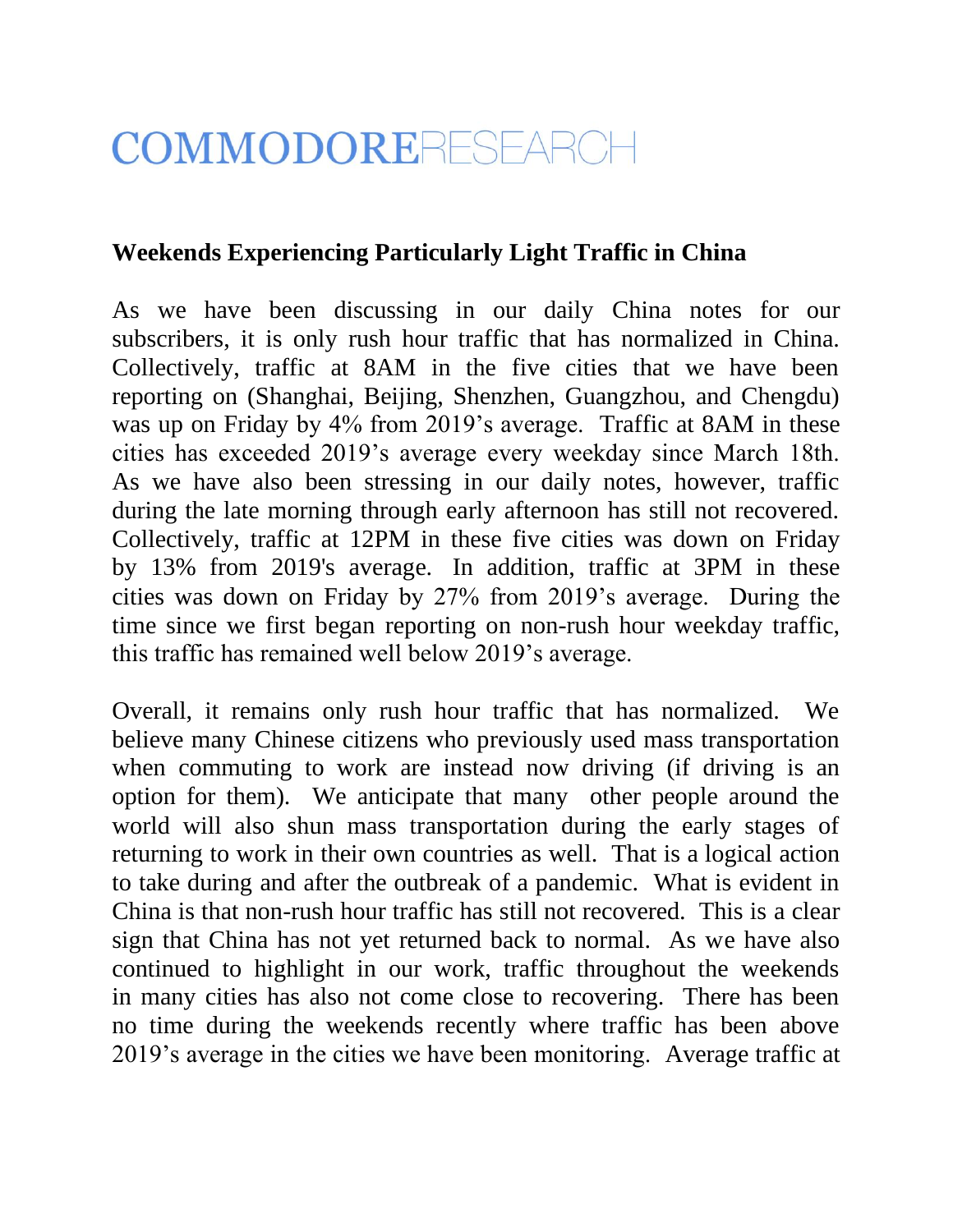COMMODORERESEARCH

**Weekends Experiencing Particularly Light Traffic in China**

As we have been discussing in our daily China notes for our subscribers, it is only rush hour traffic that has normalized in China. Collectively, traffic at 8AM in the five cities that we have been reporting on (Shanghai, Beijing, Shenzhen, Guangzhou, and Chengdu) was up on Friday by 4% from 2019's average. Traffic at 8AM in these cities has exceeded 2019's average every weekday since March 18th. As we have also been stressing in our daily notes, however, traffic during the late morning through early afternoon has still not recovered. Collectively, traffic at 12PM in these five cities was down on Friday by 13% from 2019's average. In addition, traffic at 3PM in these cities was down on Friday by 27% from 2019's average. During the time since we first began reporting on non-rush hour weekday traffic, this traffic has remained well below 2019's average.

Overall, it remains only rush hour traffic that has normalized. We believe many Chinese citizens who previously used mass transportation when commuting to work are instead now driving (if driving is an option for them). We anticipate that many other people around the world will also shun mass transportation during the early stages of returning to work in their own countries as well. That is a logical action to take during and after the outbreak of a pandemic. What is evident in China is that non-rush hour traffic has still not recovered. This is a clear sign that China has not yet returned back to normal. As we have also continued to highlight in our work, traffic throughout the weekends in many cities has also not come close to recovering. There has been no time during the weekends recently where traffic has been above 2019's average in the cities we have been monitoring. Average traffic at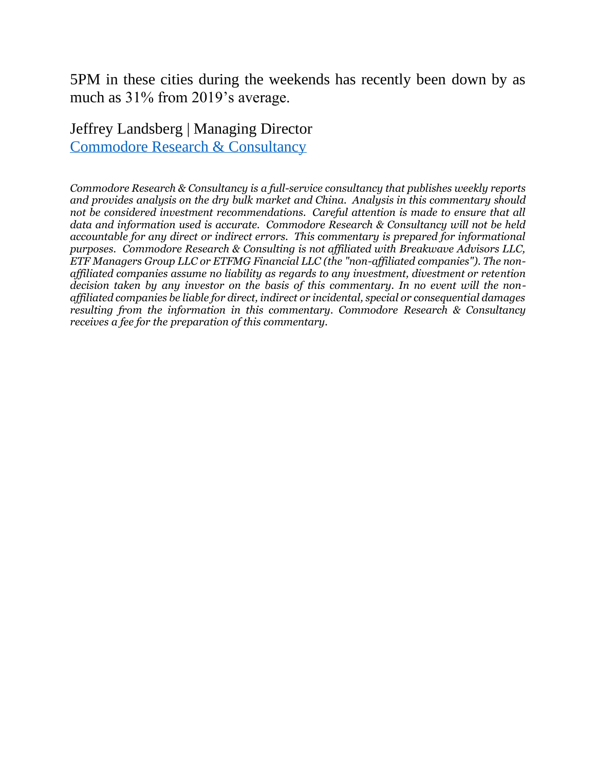5PM in these cities during the weekends has recently been down by as much as 31% from 2019's average.

Jeffrey Landsberg | Managing Director
[Commodore Research & Consultancy]

*Commodore Research & Consultancy is a full-service consultancy that publishes weekly reports and provides analysis on the dry bulk market and China. Analysis in this commentary should not be considered investment recommendations. Careful attention is made to ensure that all data and information used is accurate. Commodore Research & Consultancy will not be held accountable for any direct or indirect errors. This commentary is prepared for informational purposes. Commodore Research & Consulting is not affiliated with Breakwave Advisors LLC, ETF Managers Group LLC or ETFMG Financial LLC (the "non-affiliated companies"). The non-affiliated companies assume no liability as regards to any investment, divestment or retention decision taken by any investor on the basis of this commentary. In no event will the non-affiliated companies be liable for direct, indirect or incidental, special or consequential damages resulting from the information in this commentary. Commodore Research & Consultancy receives a fee for the preparation of this commentary.*